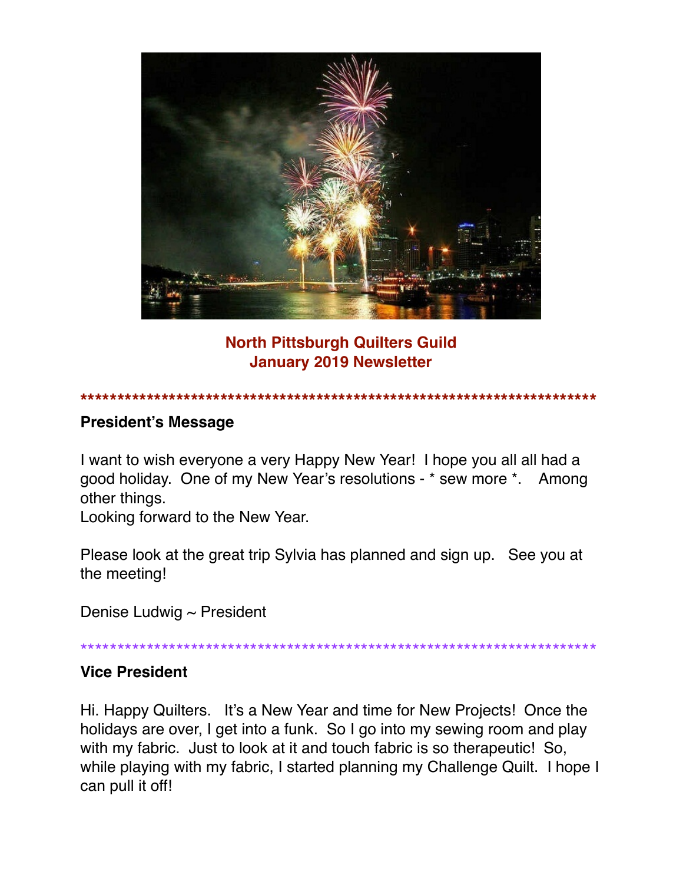**North Pittsburgh Quilters Guild**
**January 2019 Newsletter**

*****************************************************************************

**President's Message**

I want to wish everyone a very Happy New Year! I hope you all all had a good holiday. One of my New Year's resolutions - * sew more *. Among other things.
Looking forward to the New Year.

Please look at the great trip Sylvia has planned and sign up. See you at the meeting!

Denise Ludwig ~ President

*****************************************************************************

**Vice President**

Hi. Happy Quilters. It's a New Year and time for New Projects! Once the holidays are over, I get into a funk. So I go into my sewing room and play with my fabric. Just to look at it and touch fabric is so therapeutic! So, while playing with my fabric, I started planning my Challenge Quilt. I hope I can pull it off!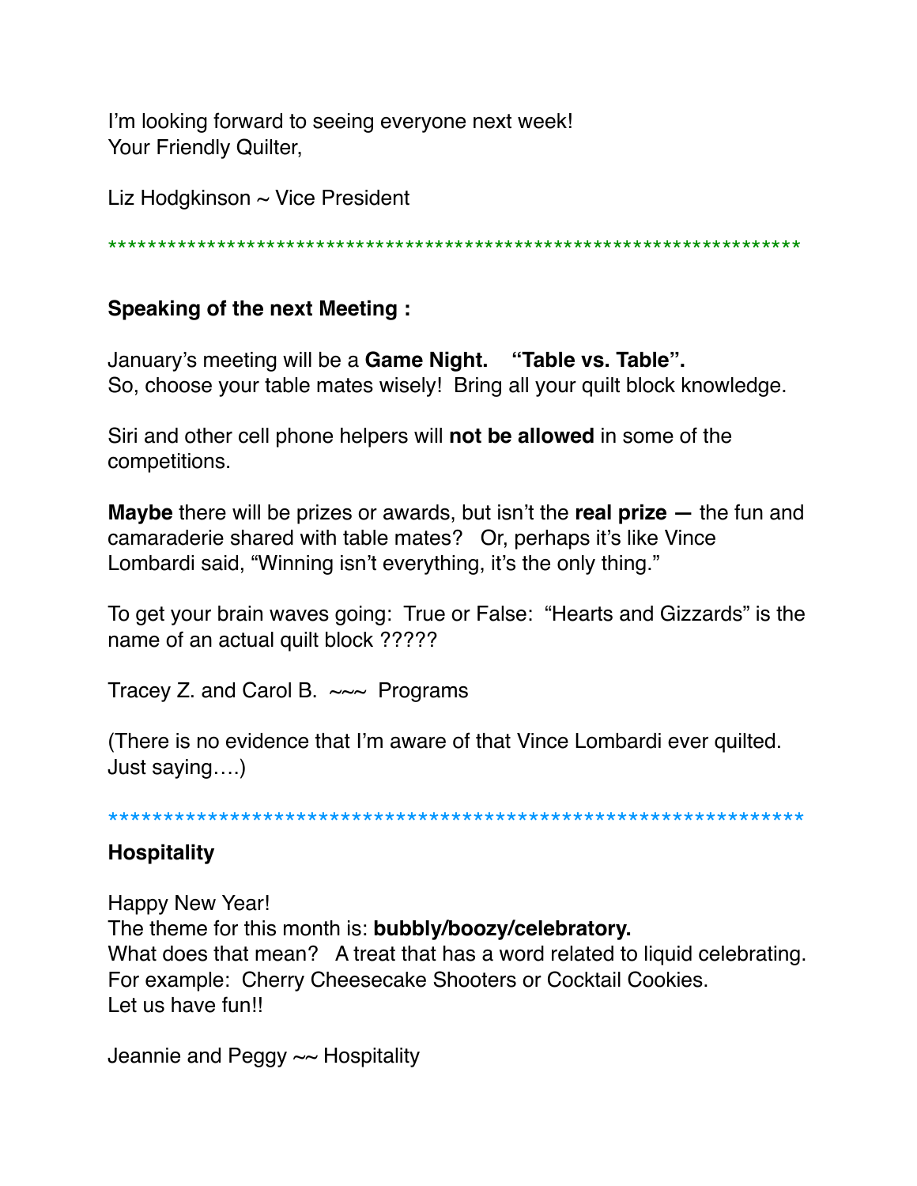I'm looking forward to seeing everyone next week!
Your Friendly Quilter,

Liz Hodgkinson ~ Vice President

**********************************************************************

**Speaking of the next Meeting :**

January's meeting will be a **Game Night.  "Table vs. Table".**
So, choose your table mates wisely! Bring all your quilt block knowledge.

Siri and other cell phone helpers will **not be allowed** in some of the competitions.

**Maybe** there will be prizes or awards, but isn't the **real prize —** the fun and camaraderie shared with table mates? Or, perhaps it's like Vince Lombardi said, "Winning isn't everything, it's the only thing."

To get your brain waves going: True or False: "Hearts and Gizzards" is the name of an actual quilt block ?????

Tracey Z. and Carol B. ~~~ Programs

(There is no evidence that I'm aware of that Vince Lombardi ever quilted. Just saying….)

*****************************************************************

**Hospitality**

Happy New Year!
The theme for this month is: **bubbly/boozy/celebratory.**
What does that mean? A treat that has a word related to liquid celebrating.
For example: Cherry Cheesecake Shooters or Cocktail Cookies.
Let us have fun!!

Jeannie and Peggy ~~ Hospitality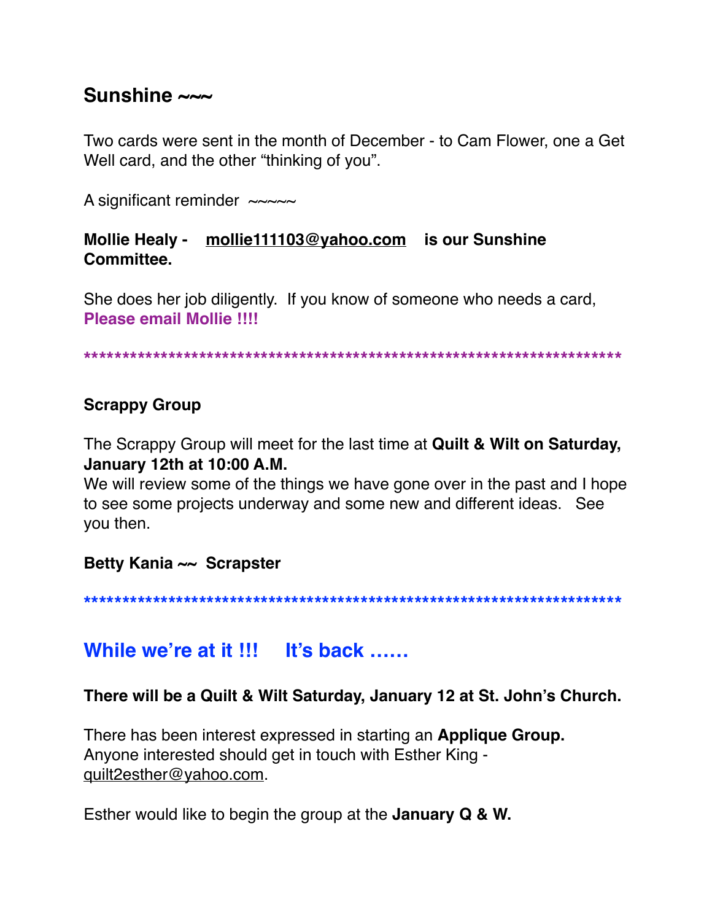## Sunshine ~~~

Two cards were sent in the month of December - to Cam Flower, one a Get Well card, and the other "thinking of you".

A significant reminder ~~~~~

**Mollie Healy - mollie111103@yahoo.com is our Sunshine Committee.**

She does her job diligently. If you know of someone who needs a card, **Please email Mollie !!!!**

**************************************************************************

### Scrappy Group

The Scrappy Group will meet for the last time at **Quilt & Wilt on Saturday, January 12th at 10:00 A.M.**
We will review some of the things we have gone over in the past and I hope to see some projects underway and some new and different ideas. See you then.

**Betty Kania ~~ Scrapster**

**************************************************************************

## While we're at it !!! It's back ……

**There will be a Quilt & Wilt Saturday, January 12 at St. John's Church.**

There has been interest expressed in starting an **Applique Group.** Anyone interested should get in touch with Esther King - quilt2esther@yahoo.com.

Esther would like to begin the group at the **January Q & W.**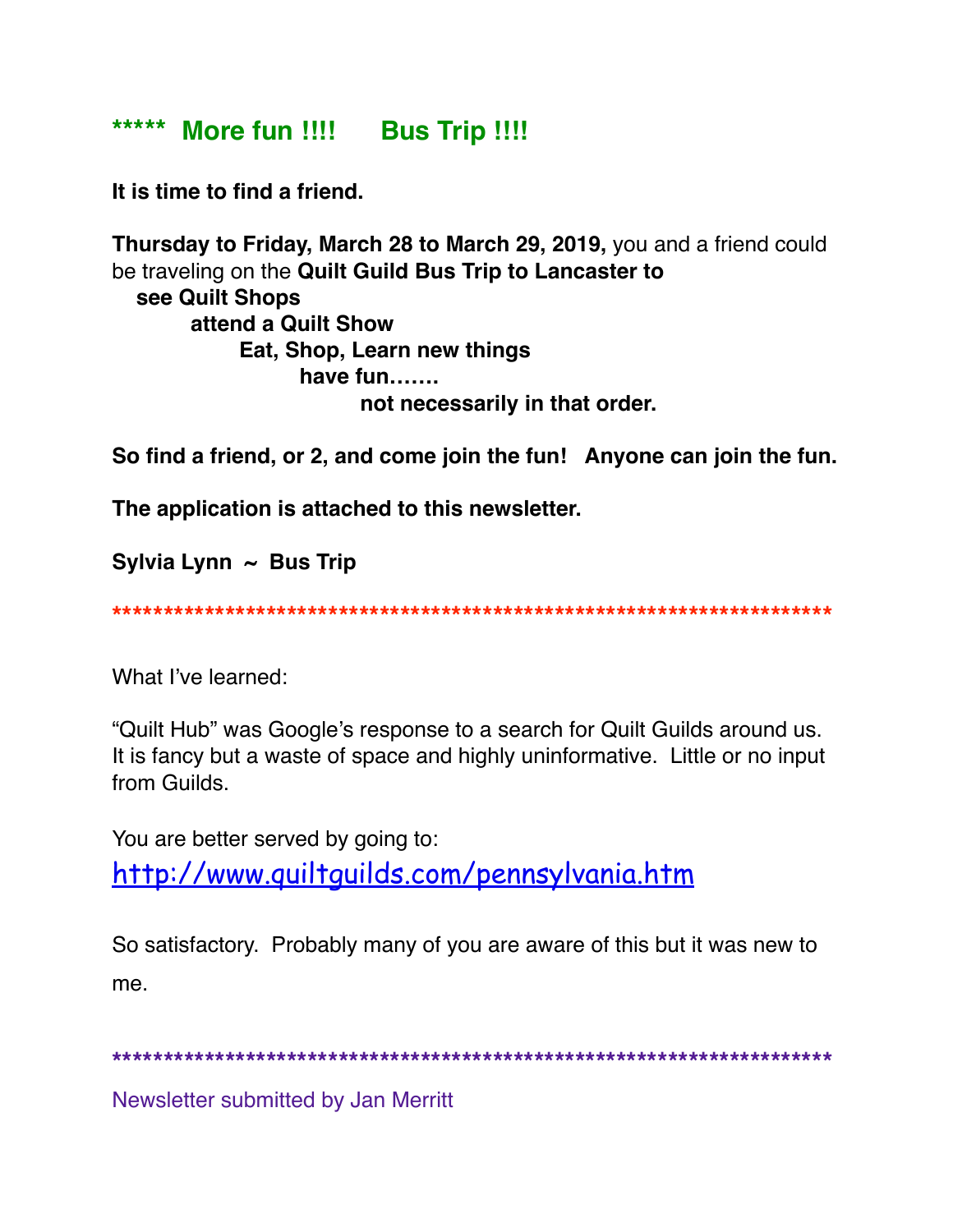## ***** More fun !!!! Bus Trip !!!!

**It is time to find a friend.**

**Thursday to Friday, March 28 to March 29, 2019,** you and a friend could be traveling on the **Quilt Guild Bus Trip to Lancaster to**

**see Quilt Shops**

**attend a Quilt Show**

**Eat, Shop, Learn new things**

**have fun…….**

**not necessarily in that order.**

**So find a friend, or 2, and come join the fun! Anyone can join the fun.**

**The application is attached to this newsletter.**

**Sylvia Lynn ~ Bus Trip**

***************************************************************************

What I've learned:

"Quilt Hub" was Google's response to a search for Quilt Guilds around us. It is fancy but a waste of space and highly uninformative. Little or no input from Guilds.

You are better served by going to:

http://www.quiltguilds.com/pennsylvania.htm

So satisfactory. Probably many of you are aware of this but it was new to me.

***************************************************************************

Newsletter submitted by Jan Merritt